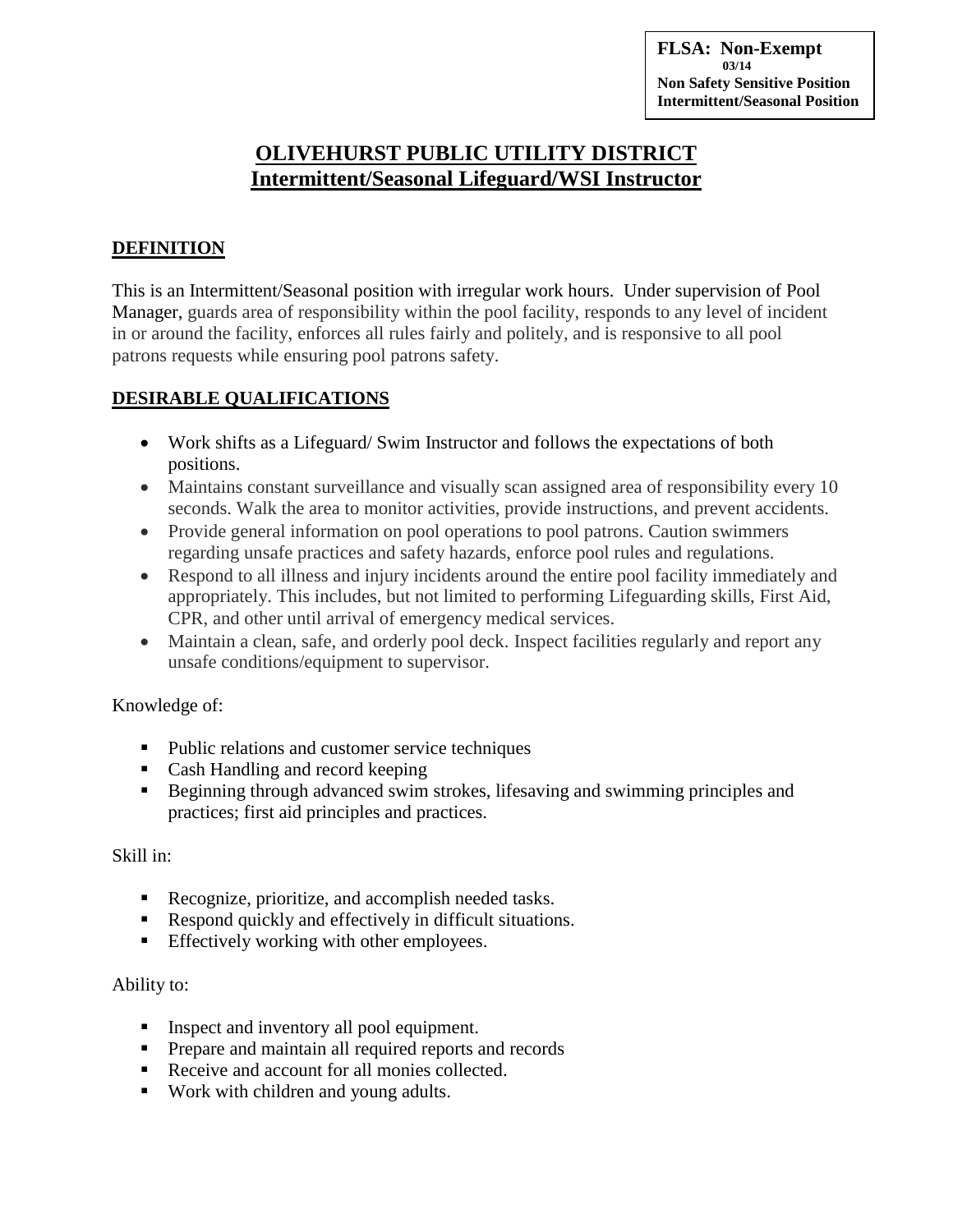**FLSA: Non-Exempt**
**03/14**
**Non Safety Sensitive Position**
**Intermittent/Seasonal Position**

# OLIVEHURST PUBLIC UTILITY DISTRICT
## Intermittent/Seasonal Lifeguard/WSI Instructor

### DEFINITION

This is an Intermittent/Seasonal position with irregular work hours. Under supervision of Pool Manager, guards area of responsibility within the pool facility, responds to any level of incident in or around the facility, enforces all rules fairly and politely, and is responsive to all pool patrons requests while ensuring pool patrons safety.

### DESIRABLE QUALIFICATIONS

- Work shifts as a Lifeguard/ Swim Instructor and follows the expectations of both positions.
- Maintains constant surveillance and visually scan assigned area of responsibility every 10 seconds. Walk the area to monitor activities, provide instructions, and prevent accidents.
- Provide general information on pool operations to pool patrons. Caution swimmers regarding unsafe practices and safety hazards, enforce pool rules and regulations.
- Respond to all illness and injury incidents around the entire pool facility immediately and appropriately. This includes, but not limited to performing Lifeguarding skills, First Aid, CPR, and other until arrival of emergency medical services.
- Maintain a clean, safe, and orderly pool deck. Inspect facilities regularly and report any unsafe conditions/equipment to supervisor.

Knowledge of:

- Public relations and customer service techniques
- Cash Handling and record keeping
- Beginning through advanced swim strokes, lifesaving and swimming principles and practices; first aid principles and practices.

Skill in:

- Recognize, prioritize, and accomplish needed tasks.
- Respond quickly and effectively in difficult situations.
- Effectively working with other employees.

Ability to:

- Inspect and inventory all pool equipment.
- Prepare and maintain all required reports and records
- Receive and account for all monies collected.
- Work with children and young adults.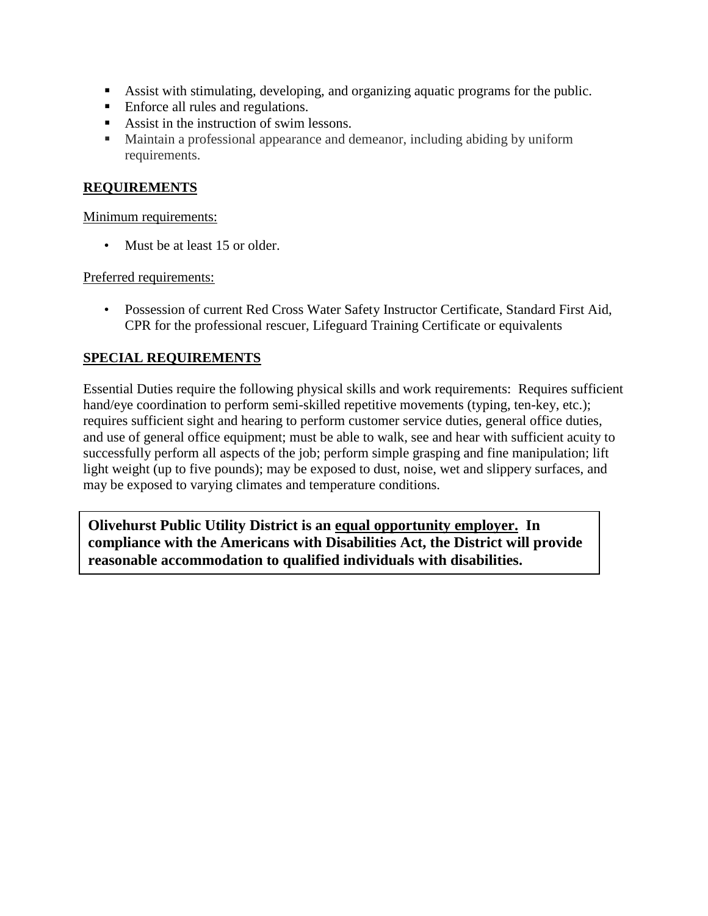- Assist with stimulating, developing, and organizing aquatic programs for the public.
- Enforce all rules and regulations.
- Assist in the instruction of swim lessons.
- Maintain a professional appearance and demeanor, including abiding by uniform requirements.

## REQUIREMENTS

Minimum requirements:

- Must be at least 15 or older.

Preferred requirements:

- Possession of current Red Cross Water Safety Instructor Certificate, Standard First Aid, CPR for the professional rescuer, Lifeguard Training Certificate or equivalents

## SPECIAL REQUIREMENTS

Essential Duties require the following physical skills and work requirements: Requires sufficient hand/eye coordination to perform semi-skilled repetitive movements (typing, ten-key, etc.); requires sufficient sight and hearing to perform customer service duties, general office duties, and use of general office equipment; must be able to walk, see and hear with sufficient acuity to successfully perform all aspects of the job; perform simple grasping and fine manipulation; lift light weight (up to five pounds); may be exposed to dust, noise, wet and slippery surfaces, and may be exposed to varying climates and temperature conditions.

**Olivehurst Public Utility District is an equal opportunity employer. In compliance with the Americans with Disabilities Act, the District will provide reasonable accommodation to qualified individuals with disabilities.**